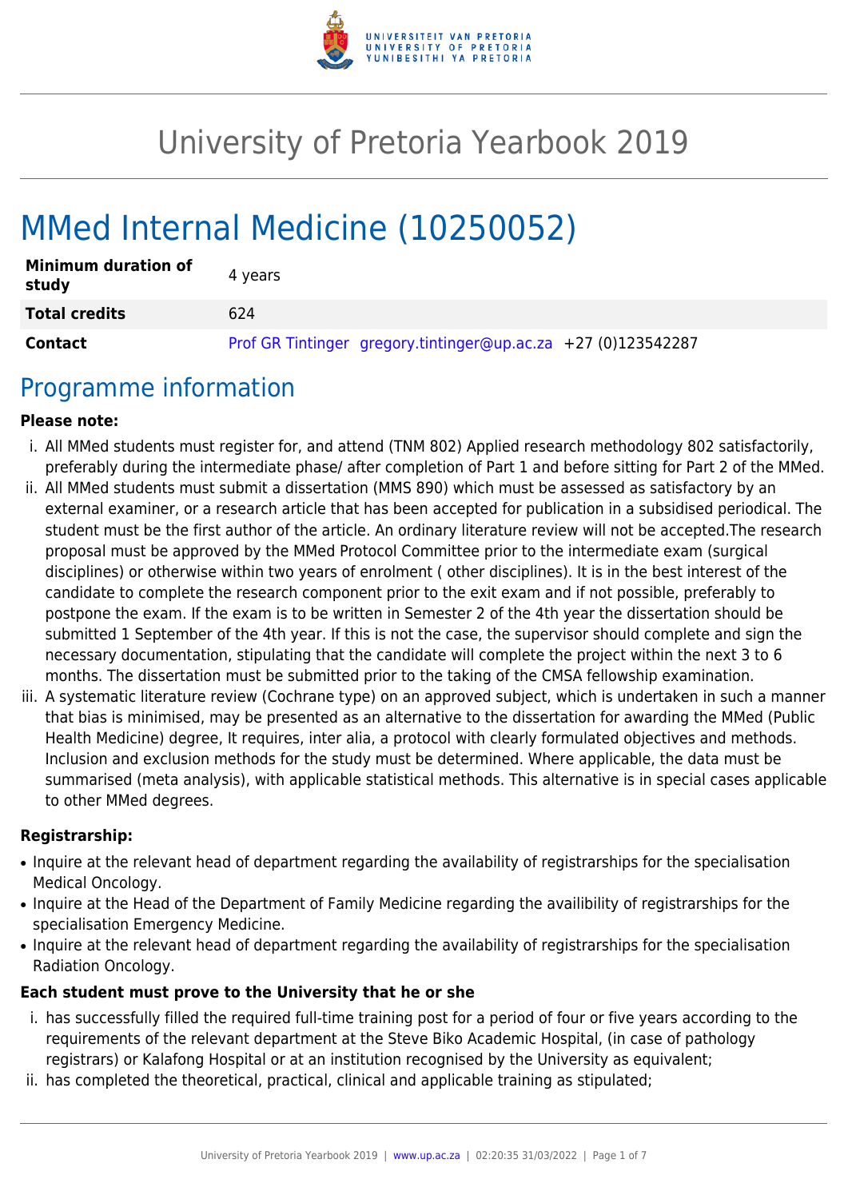# University of Pretoria Yearbook 2019

# MMed Internal Medicine (10250052)

| Minimum duration of study | 4 years |
|---|---|
| **Total credits** | 624 |
| **Contact** | Prof GR Tintinger gregory.tintinger@up.ac.za +27 (0)123542287 |

## Programme information

**Please note:**

i. All MMed students must register for, and attend (TNM 802) Applied research methodology 802 satisfactorily, preferably during the intermediate phase/ after completion of Part 1 and before sitting for Part 2 of the MMed.
ii. All MMed students must submit a dissertation (MMS 890) which must be assessed as satisfactory by an external examiner, or a research article that has been accepted for publication in a subsidised periodical. The student must be the first author of the article. An ordinary literature review will not be accepted.The research proposal must be approved by the MMed Protocol Committee prior to the intermediate exam (surgical disciplines) or otherwise within two years of enrolment ( other disciplines). It is in the best interest of the candidate to complete the research component prior to the exit exam and if not possible, preferably to postpone the exam. If the exam is to be written in Semester 2 of the 4th year the dissertation should be submitted 1 September of the 4th year. If this is not the case, the supervisor should complete and sign the necessary documentation, stipulating that the candidate will complete the project within the next 3 to 6 months. The dissertation must be submitted prior to the taking of the CMSA fellowship examination.
iii. A systematic literature review (Cochrane type) on an approved subject, which is undertaken in such a manner that bias is minimised, may be presented as an alternative to the dissertation for awarding the MMed (Public Health Medicine) degree, It requires, inter alia, a protocol with clearly formulated objectives and methods. Inclusion and exclusion methods for the study must be determined. Where applicable, the data must be summarised (meta analysis), with applicable statistical methods. This alternative is in special cases applicable to other MMed degrees.

**Registrarship:**

- Inquire at the relevant head of department regarding the availability of registrarships for the specialisation Medical Oncology.
- Inquire at the Head of the Department of Family Medicine regarding the availibility of registrarships for the specialisation Emergency Medicine.
- Inquire at the relevant head of department regarding the availability of registrarships for the specialisation Radiation Oncology.

**Each student must prove to the University that he or she**

i. has successfully filled the required full-time training post for a period of four or five years according to the requirements of the relevant department at the Steve Biko Academic Hospital, (in case of pathology registrars) or Kalafong Hospital or at an institution recognised by the University as equivalent;
ii. has completed the theoretical, practical, clinical and applicable training as stipulated;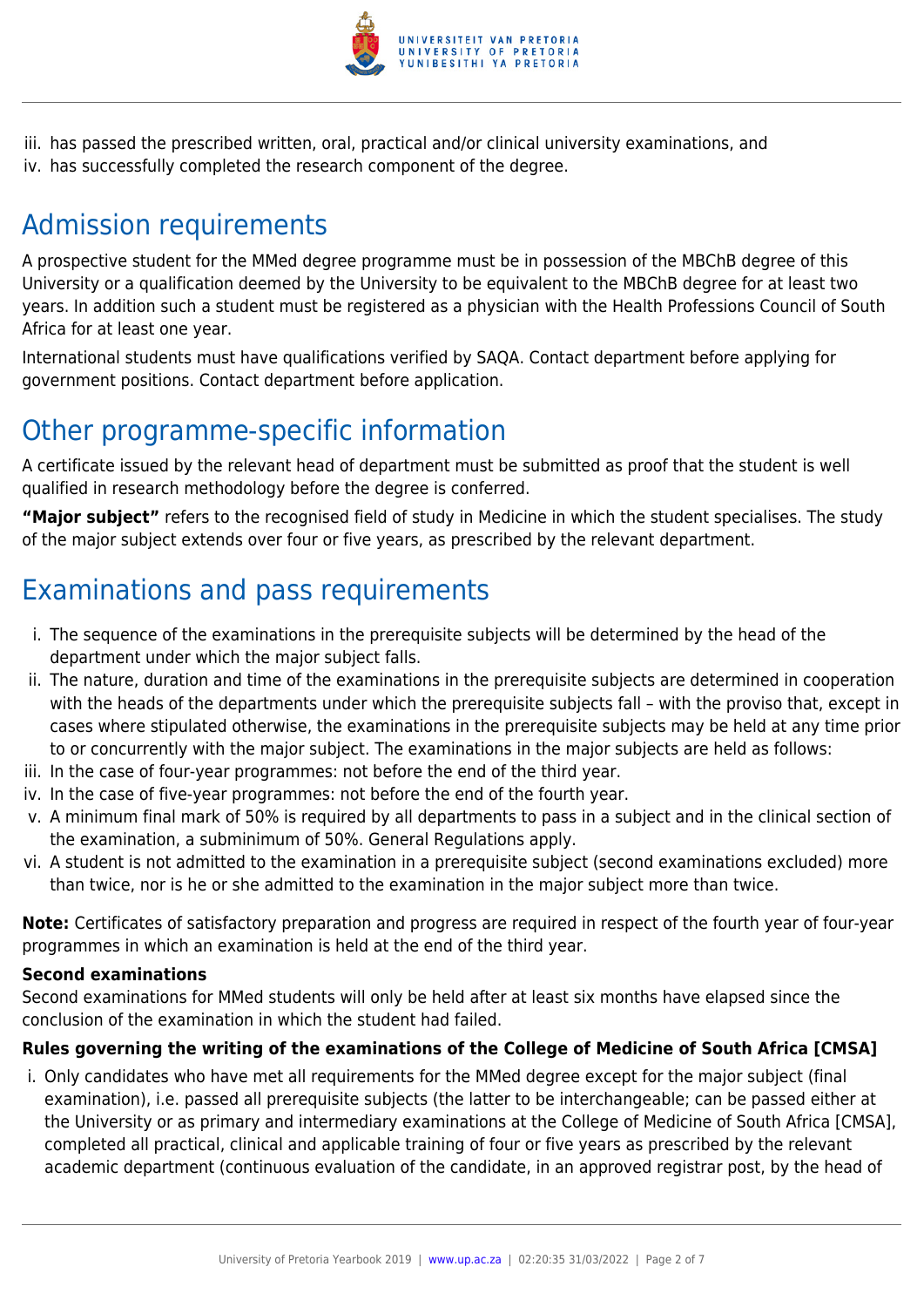iii. has passed the prescribed written, oral, practical and/or clinical university examinations, and
iv. has successfully completed the research component of the degree.

## Admission requirements

A prospective student for the MMed degree programme must be in possession of the MBChB degree of this University or a qualification deemed by the University to be equivalent to the MBChB degree for at least two years. In addition such a student must be registered as a physician with the Health Professions Council of South Africa for at least one year.

International students must have qualifications verified by SAQA. Contact department before applying for government positions. Contact department before application.

## Other programme-specific information

A certificate issued by the relevant head of department must be submitted as proof that the student is well qualified in research methodology before the degree is conferred.

**"Major subject"** refers to the recognised field of study in Medicine in which the student specialises. The study of the major subject extends over four or five years, as prescribed by the relevant department.

## Examinations and pass requirements

i. The sequence of the examinations in the prerequisite subjects will be determined by the head of the department under which the major subject falls.
ii. The nature, duration and time of the examinations in the prerequisite subjects are determined in cooperation with the heads of the departments under which the prerequisite subjects fall – with the proviso that, except in cases where stipulated otherwise, the examinations in the prerequisite subjects may be held at any time prior to or concurrently with the major subject. The examinations in the major subjects are held as follows:
iii. In the case of four-year programmes: not before the end of the third year.
iv. In the case of five-year programmes: not before the end of the fourth year.
v. A minimum final mark of 50% is required by all departments to pass in a subject and in the clinical section of the examination, a subminimum of 50%. General Regulations apply.
vi. A student is not admitted to the examination in a prerequisite subject (second examinations excluded) more than twice, nor is he or she admitted to the examination in the major subject more than twice.

**Note:** Certificates of satisfactory preparation and progress are required in respect of the fourth year of four-year programmes in which an examination is held at the end of the third year.

#### Second examinations

Second examinations for MMed students will only be held after at least six months have elapsed since the conclusion of the examination in which the student had failed.

#### Rules governing the writing of the examinations of the College of Medicine of South Africa [CMSA]

i. Only candidates who have met all requirements for the MMed degree except for the major subject (final examination), i.e. passed all prerequisite subjects (the latter to be interchangeable; can be passed either at the University or as primary and intermediary examinations at the College of Medicine of South Africa [CMSA], completed all practical, clinical and applicable training of four or five years as prescribed by the relevant academic department (continuous evaluation of the candidate, in an approved registrar post, by the head of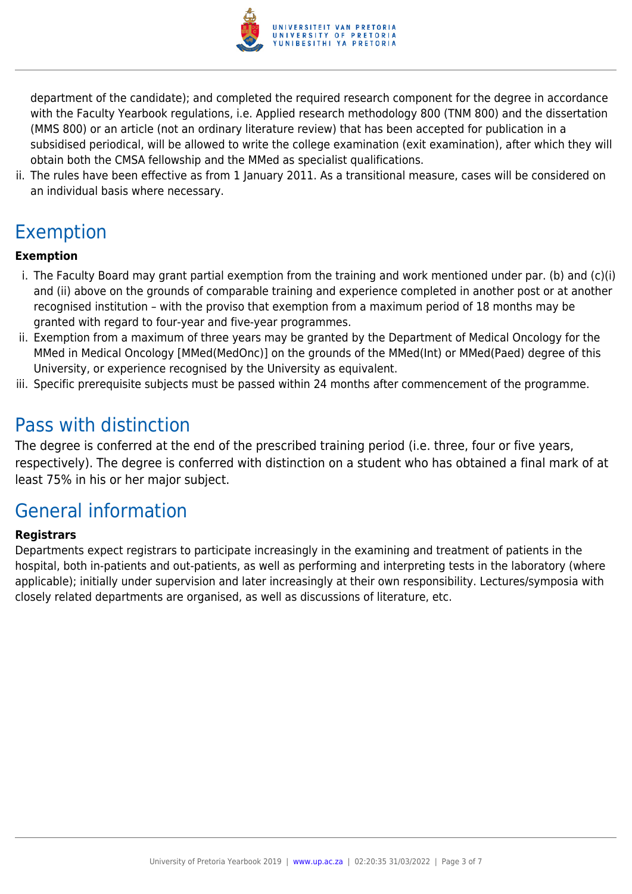department of the candidate); and completed the required research component for the degree in accordance with the Faculty Yearbook regulations, i.e. Applied research methodology 800 (TNM 800) and the dissertation (MMS 800) or an article (not an ordinary literature review) that has been accepted for publication in a subsidised periodical, will be allowed to write the college examination (exit examination), after which they will obtain both the CMSA fellowship and the MMed as specialist qualifications.

ii. The rules have been effective as from 1 January 2011. As a transitional measure, cases will be considered on an individual basis where necessary.

## Exemption

**Exemption**

i. The Faculty Board may grant partial exemption from the training and work mentioned under par. (b) and (c)(i) and (ii) above on the grounds of comparable training and experience completed in another post or at another recognised institution – with the proviso that exemption from a maximum period of 18 months may be granted with regard to four-year and five-year programmes.
ii. Exemption from a maximum of three years may be granted by the Department of Medical Oncology for the MMed in Medical Oncology [MMed(MedOnc)] on the grounds of the MMed(Int) or MMed(Paed) degree of this University, or experience recognised by the University as equivalent.
iii. Specific prerequisite subjects must be passed within 24 months after commencement of the programme.

## Pass with distinction

The degree is conferred at the end of the prescribed training period (i.e. three, four or five years, respectively). The degree is conferred with distinction on a student who has obtained a final mark of at least 75% in his or her major subject.

## General information

**Registrars**

Departments expect registrars to participate increasingly in the examining and treatment of patients in the hospital, both in-patients and out-patients, as well as performing and interpreting tests in the laboratory (where applicable); initially under supervision and later increasingly at their own responsibility. Lectures/symposia with closely related departments are organised, as well as discussions of literature, etc.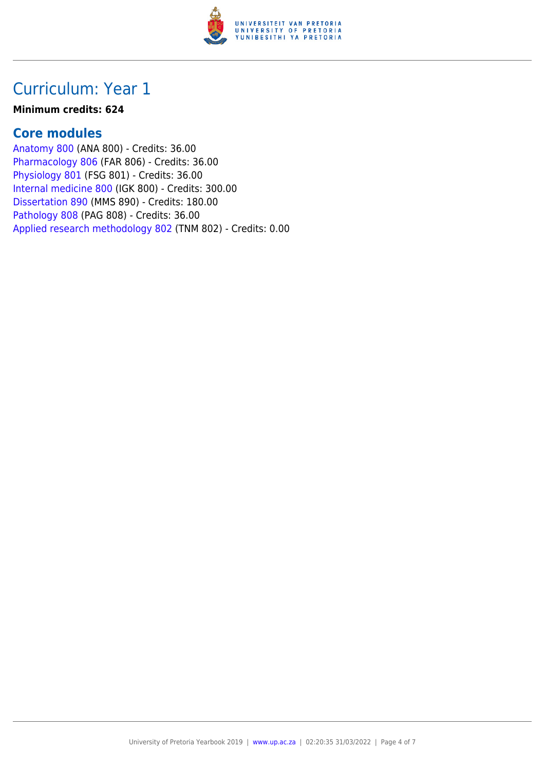# Curriculum: Year 1

**Minimum credits: 624**

## Core modules

Anatomy 800 (ANA 800) - Credits: 36.00
Pharmacology 806 (FAR 806) - Credits: 36.00
Physiology 801 (FSG 801) - Credits: 36.00
Internal medicine 800 (IGK 800) - Credits: 300.00
Dissertation 890 (MMS 890) - Credits: 180.00
Pathology 808 (PAG 808) - Credits: 36.00
Applied research methodology 802 (TNM 802) - Credits: 0.00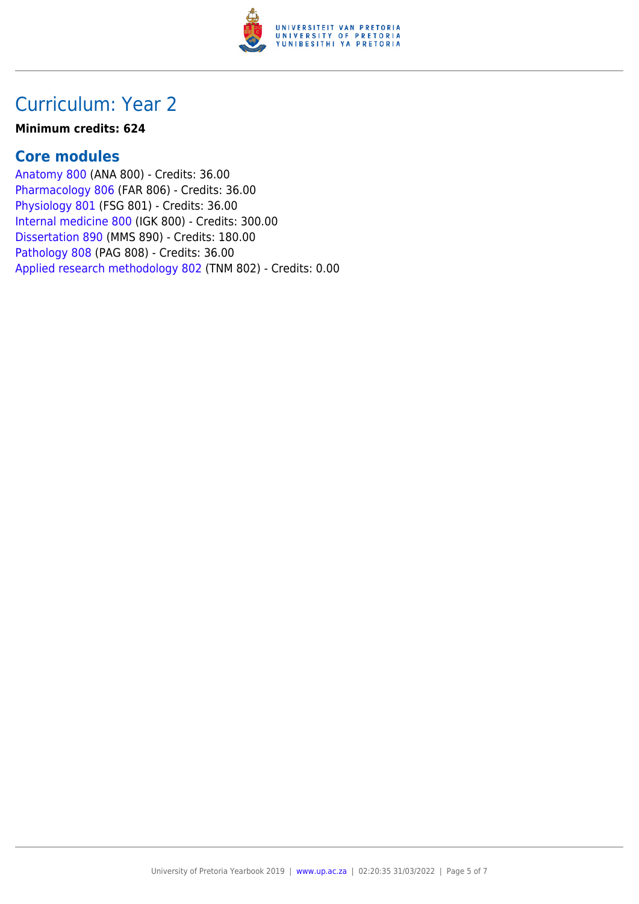# Curriculum: Year 2

**Minimum credits: 624**

## Core modules

Anatomy 800 (ANA 800) - Credits: 36.00
Pharmacology 806 (FAR 806) - Credits: 36.00
Physiology 801 (FSG 801) - Credits: 36.00
Internal medicine 800 (IGK 800) - Credits: 300.00
Dissertation 890 (MMS 890) - Credits: 180.00
Pathology 808 (PAG 808) - Credits: 36.00
Applied research methodology 802 (TNM 802) - Credits: 0.00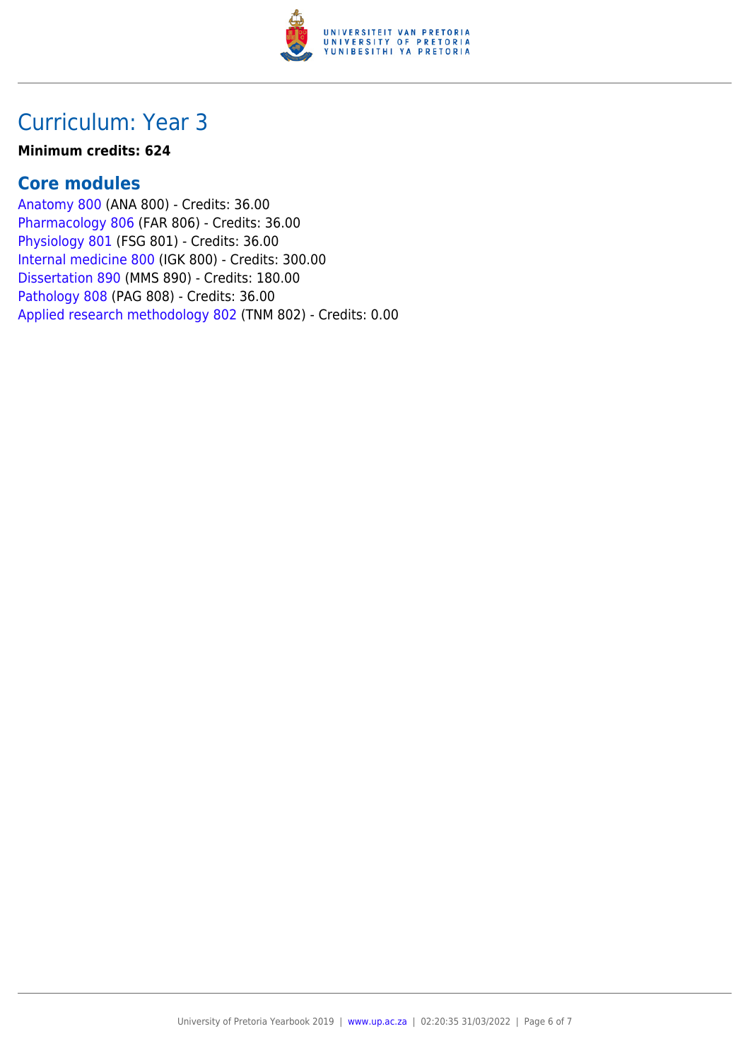# Curriculum: Year 3

**Minimum credits: 624**

## Core modules

Anatomy 800 (ANA 800) - Credits: 36.00
Pharmacology 806 (FAR 806) - Credits: 36.00
Physiology 801 (FSG 801) - Credits: 36.00
Internal medicine 800 (IGK 800) - Credits: 300.00
Dissertation 890 (MMS 890) - Credits: 180.00
Pathology 808 (PAG 808) - Credits: 36.00
Applied research methodology 802 (TNM 802) - Credits: 0.00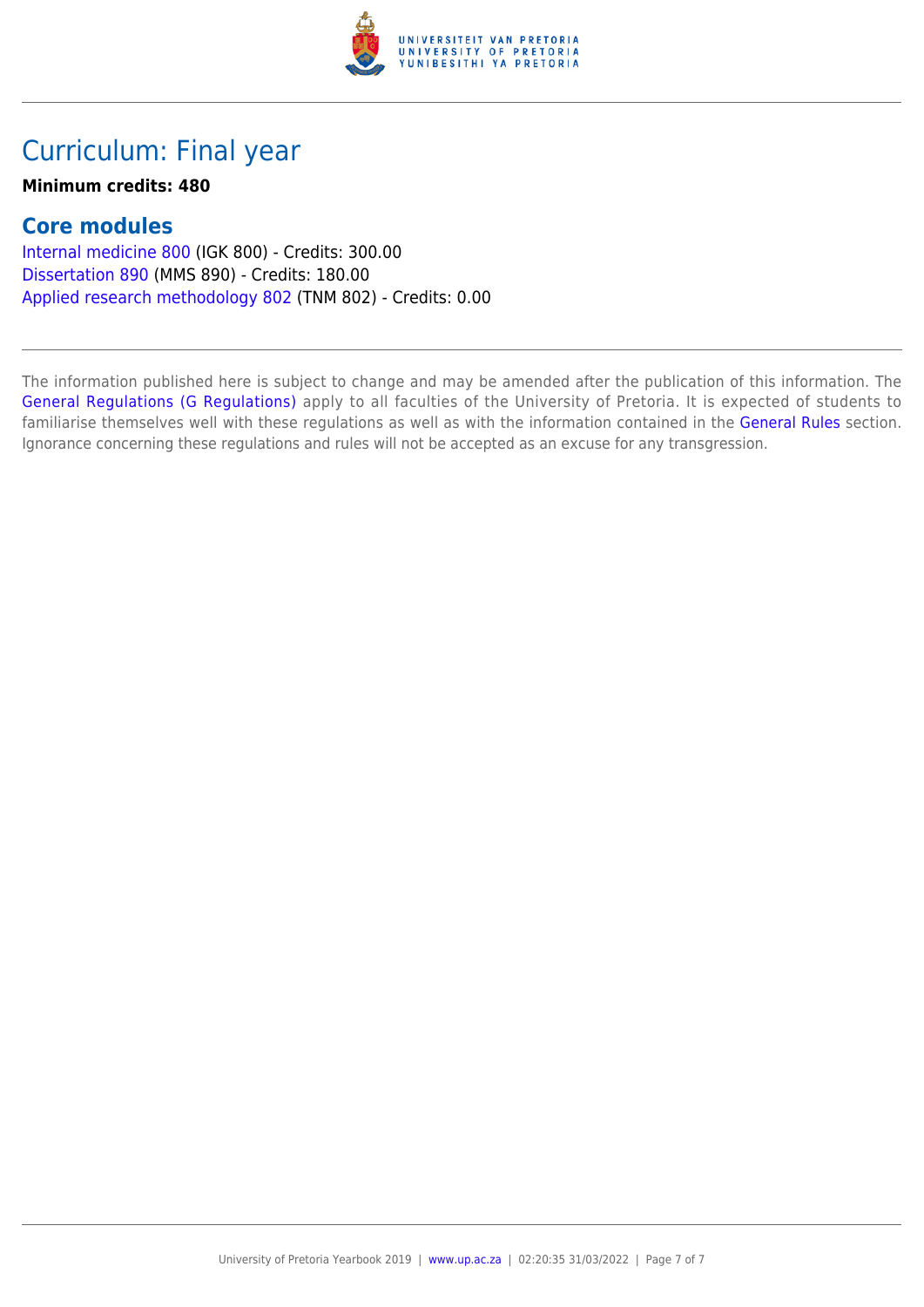# Curriculum: Final year

**Minimum credits: 480**

## Core modules

Internal medicine 800 (IGK 800) - Credits: 300.00
Dissertation 890 (MMS 890) - Credits: 180.00
Applied research methodology 802 (TNM 802) - Credits: 0.00

The information published here is subject to change and may be amended after the publication of this information. The General Regulations (G Regulations) apply to all faculties of the University of Pretoria. It is expected of students to familiarise themselves well with these regulations as well as with the information contained in the General Rules section. Ignorance concerning these regulations and rules will not be accepted as an excuse for any transgression.